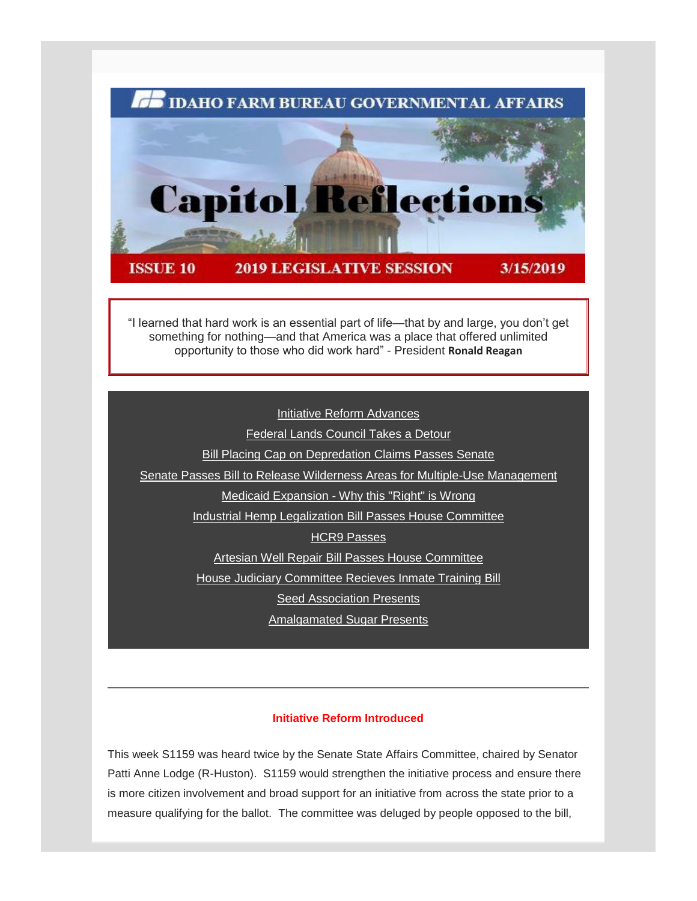# IDAHO FARM BUREAU GOVERNMENTAL AFFAIRS

# Capitol Reflections

**ISSUE 10 — 2019 LEGISLATIVE SESSION — 3/15/2019**

"I learned that hard work is an essential part of life—that by and large, you don't get something for nothing—and that America was a place that offered unlimited opportunity to those who did work hard" - President **Ronald Reagan**

- Initiative Reform Advances
- Federal Lands Council Takes a Detour
- Bill Placing Cap on Depredation Claims Passes Senate
- Senate Passes Bill to Release Wilderness Areas for Multiple-Use Management
- Medicaid Expansion - Why this "Right" is Wrong
- Industrial Hemp Legalization Bill Passes House Committee
- HCR9 Passes
- Artesian Well Repair Bill Passes House Committee
- House Judiciary Committee Recieves Inmate Training Bill
- Seed Association Presents
- Amalgamated Sugar Presents

---

## Initiative Reform Introduced

This week S1159 was heard twice by the Senate State Affairs Committee, chaired by Senator Patti Anne Lodge (R-Huston). S1159 would strengthen the initiative process and ensure there is more citizen involvement and broad support for an initiative from across the state prior to a measure qualifying for the ballot. The committee was deluged by people opposed to the bill,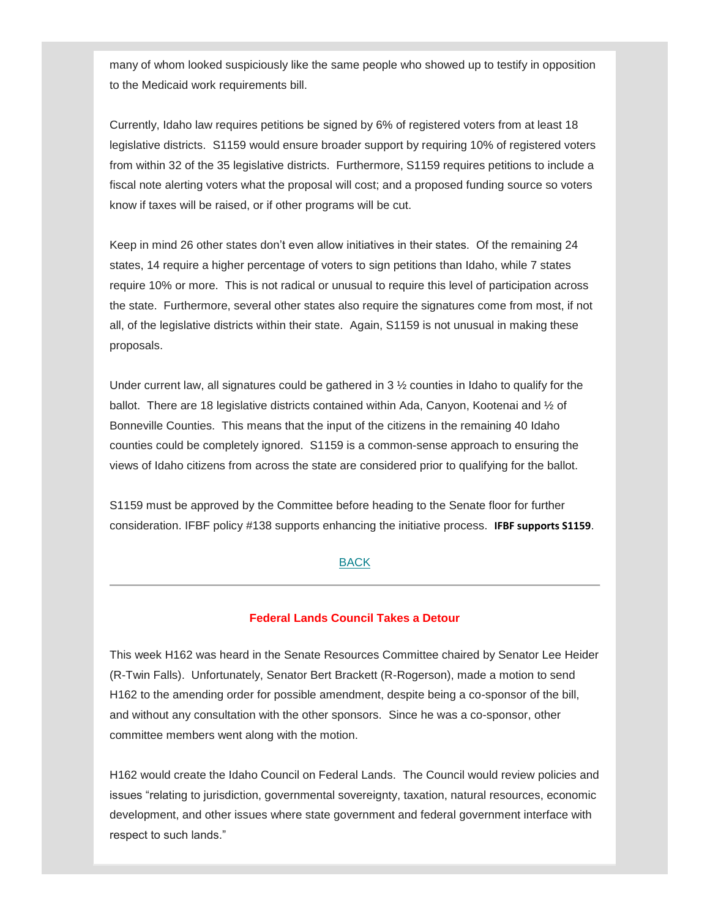many of whom looked suspiciously like the same people who showed up to testify in opposition to the Medicaid work requirements bill.

Currently, Idaho law requires petitions be signed by 6% of registered voters from at least 18 legislative districts. S1159 would ensure broader support by requiring 10% of registered voters from within 32 of the 35 legislative districts. Furthermore, S1159 requires petitions to include a fiscal note alerting voters what the proposal will cost; and a proposed funding source so voters know if taxes will be raised, or if other programs will be cut.

Keep in mind 26 other states don't even allow initiatives in their states. Of the remaining 24 states, 14 require a higher percentage of voters to sign petitions than Idaho, while 7 states require 10% or more. This is not radical or unusual to require this level of participation across the state. Furthermore, several other states also require the signatures come from most, if not all, of the legislative districts within their state. Again, S1159 is not unusual in making these proposals.

Under current law, all signatures could be gathered in 3 ½ counties in Idaho to qualify for the ballot. There are 18 legislative districts contained within Ada, Canyon, Kootenai and ½ of Bonneville Counties. This means that the input of the citizens in the remaining 40 Idaho counties could be completely ignored. S1159 is a common-sense approach to ensuring the views of Idaho citizens from across the state are considered prior to qualifying for the ballot.

S1159 must be approved by the Committee before heading to the Senate floor for further consideration. IFBF policy #138 supports enhancing the initiative process. **IFBF supports S1159**.

BACK

---

### Federal Lands Council Takes a Detour

This week H162 was heard in the Senate Resources Committee chaired by Senator Lee Heider (R-Twin Falls). Unfortunately, Senator Bert Brackett (R-Rogerson), made a motion to send H162 to the amending order for possible amendment, despite being a co-sponsor of the bill, and without any consultation with the other sponsors. Since he was a co-sponsor, other committee members went along with the motion.

H162 would create the Idaho Council on Federal Lands. The Council would review policies and issues "relating to jurisdiction, governmental sovereignty, taxation, natural resources, economic development, and other issues where state government and federal government interface with respect to such lands."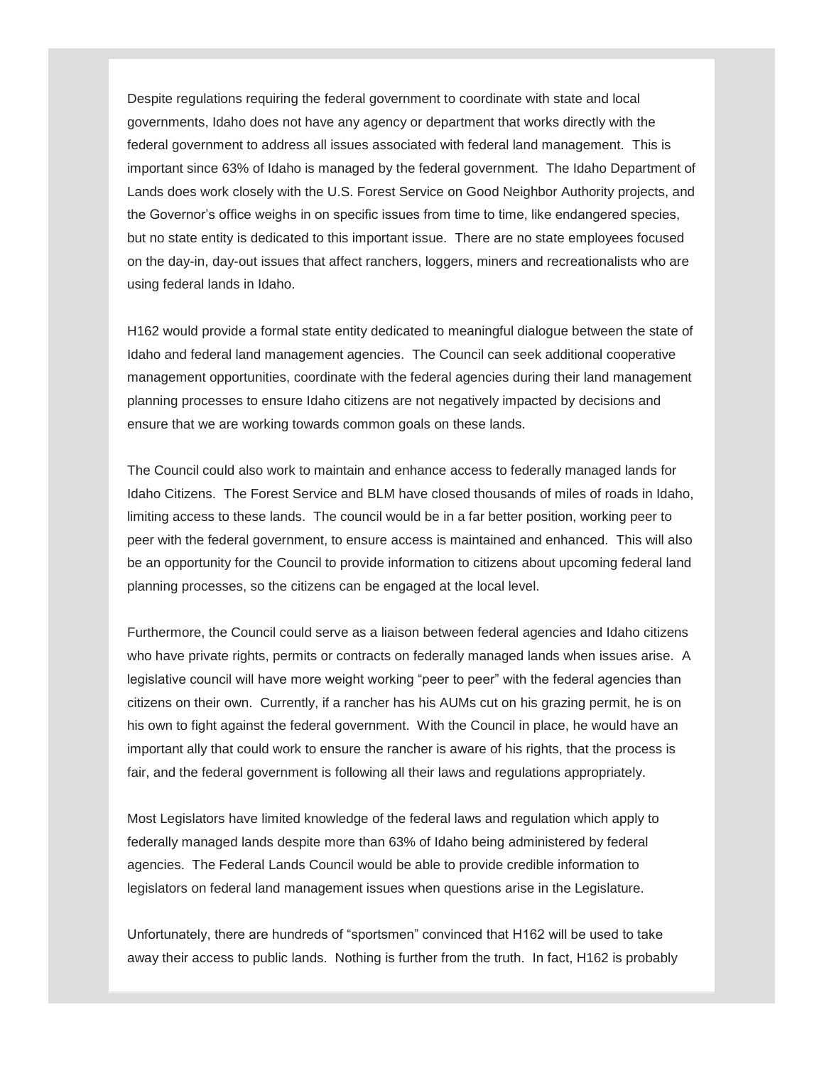Despite regulations requiring the federal government to coordinate with state and local governments, Idaho does not have any agency or department that works directly with the federal government to address all issues associated with federal land management. This is important since 63% of Idaho is managed by the federal government. The Idaho Department of Lands does work closely with the U.S. Forest Service on Good Neighbor Authority projects, and the Governor's office weighs in on specific issues from time to time, like endangered species, but no state entity is dedicated to this important issue. There are no state employees focused on the day-in, day-out issues that affect ranchers, loggers, miners and recreationalists who are using federal lands in Idaho.

H162 would provide a formal state entity dedicated to meaningful dialogue between the state of Idaho and federal land management agencies. The Council can seek additional cooperative management opportunities, coordinate with the federal agencies during their land management planning processes to ensure Idaho citizens are not negatively impacted by decisions and ensure that we are working towards common goals on these lands.

The Council could also work to maintain and enhance access to federally managed lands for Idaho Citizens. The Forest Service and BLM have closed thousands of miles of roads in Idaho, limiting access to these lands. The council would be in a far better position, working peer to peer with the federal government, to ensure access is maintained and enhanced. This will also be an opportunity for the Council to provide information to citizens about upcoming federal land planning processes, so the citizens can be engaged at the local level.

Furthermore, the Council could serve as a liaison between federal agencies and Idaho citizens who have private rights, permits or contracts on federally managed lands when issues arise. A legislative council will have more weight working "peer to peer" with the federal agencies than citizens on their own. Currently, if a rancher has his AUMs cut on his grazing permit, he is on his own to fight against the federal government. With the Council in place, he would have an important ally that could work to ensure the rancher is aware of his rights, that the process is fair, and the federal government is following all their laws and regulations appropriately.

Most Legislators have limited knowledge of the federal laws and regulation which apply to federally managed lands despite more than 63% of Idaho being administered by federal agencies. The Federal Lands Council would be able to provide credible information to legislators on federal land management issues when questions arise in the Legislature.

Unfortunately, there are hundreds of "sportsmen" convinced that H162 will be used to take away their access to public lands. Nothing is further from the truth. In fact, H162 is probably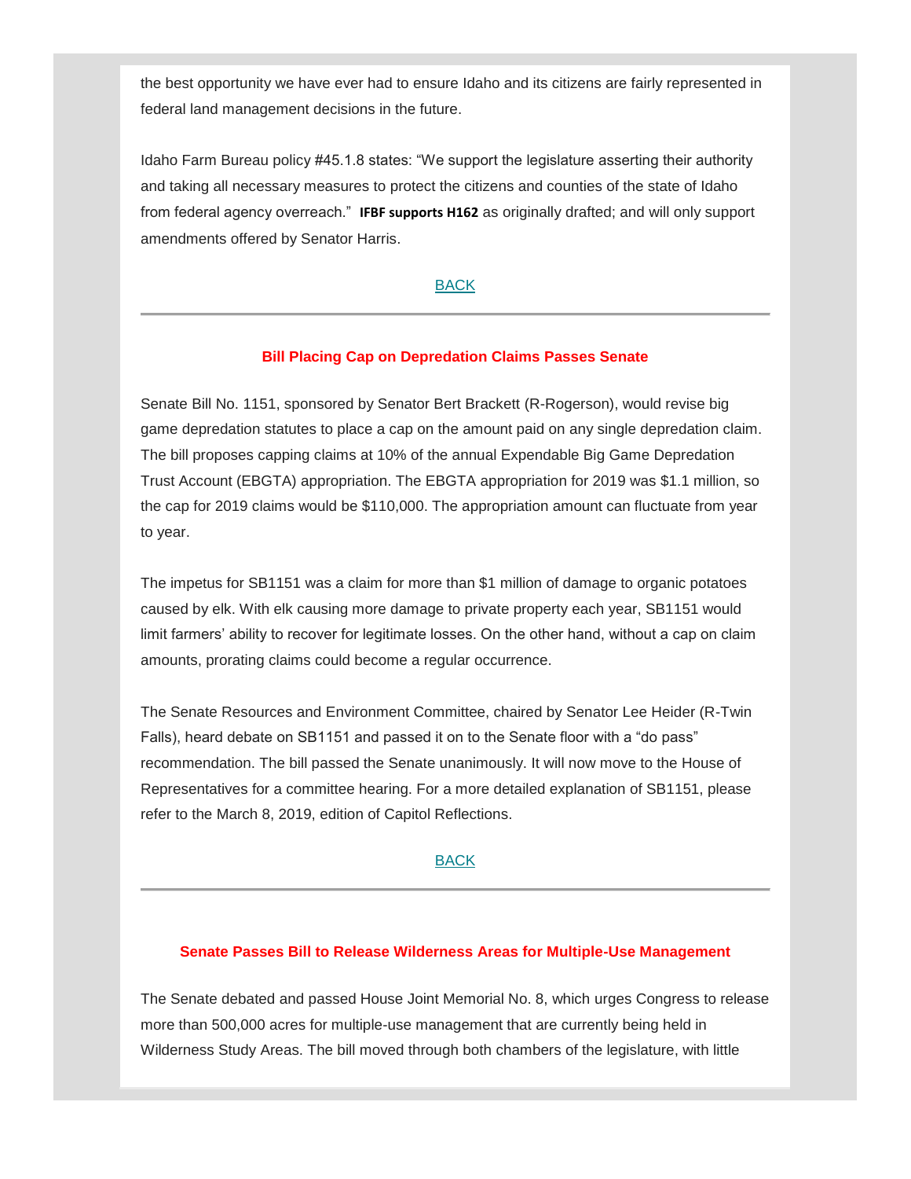the best opportunity we have ever had to ensure Idaho and its citizens are fairly represented in federal land management decisions in the future.

Idaho Farm Bureau policy #45.1.8 states: "We support the legislature asserting their authority and taking all necessary measures to protect the citizens and counties of the state of Idaho from federal agency overreach." **IFBF supports H162** as originally drafted; and will only support amendments offered by Senator Harris.

BACK

---

### Bill Placing Cap on Depredation Claims Passes Senate

Senate Bill No. 1151, sponsored by Senator Bert Brackett (R-Rogerson), would revise big game depredation statutes to place a cap on the amount paid on any single depredation claim. The bill proposes capping claims at 10% of the annual Expendable Big Game Depredation Trust Account (EBGTA) appropriation. The EBGTA appropriation for 2019 was $1.1 million, so the cap for 2019 claims would be $110,000. The appropriation amount can fluctuate from year to year.

The impetus for SB1151 was a claim for more than $1 million of damage to organic potatoes caused by elk. With elk causing more damage to private property each year, SB1151 would limit farmers' ability to recover for legitimate losses. On the other hand, without a cap on claim amounts, prorating claims could become a regular occurrence.

The Senate Resources and Environment Committee, chaired by Senator Lee Heider (R-Twin Falls), heard debate on SB1151 and passed it on to the Senate floor with a "do pass" recommendation. The bill passed the Senate unanimously. It will now move to the House of Representatives for a committee hearing. For a more detailed explanation of SB1151, please refer to the March 8, 2019, edition of Capitol Reflections.

BACK

---

### Senate Passes Bill to Release Wilderness Areas for Multiple-Use Management

The Senate debated and passed House Joint Memorial No. 8, which urges Congress to release more than 500,000 acres for multiple-use management that are currently being held in Wilderness Study Areas. The bill moved through both chambers of the legislature, with little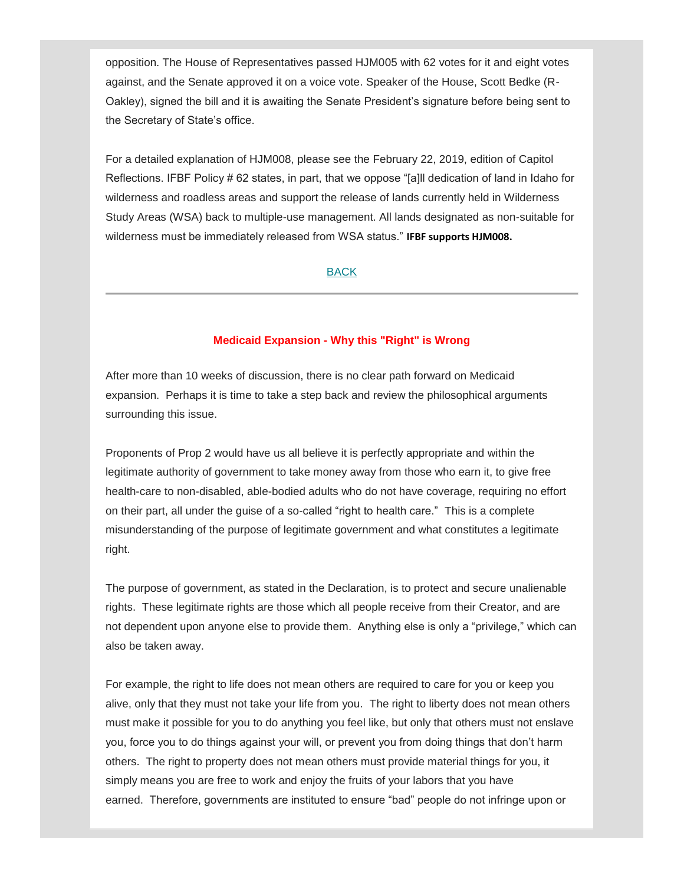opposition. The House of Representatives passed HJM005 with 62 votes for it and eight votes against, and the Senate approved it on a voice vote. Speaker of the House, Scott Bedke (R-Oakley), signed the bill and it is awaiting the Senate President's signature before being sent to the Secretary of State's office.

For a detailed explanation of HJM008, please see the February 22, 2019, edition of Capitol Reflections. IFBF Policy # 62 states, in part, that we oppose "[a]ll dedication of land in Idaho for wilderness and roadless areas and support the release of lands currently held in Wilderness Study Areas (WSA) back to multiple-use management. All lands designated as non-suitable for wilderness must be immediately released from WSA status." **IFBF supports HJM008.**

BACK

---

## Medicaid Expansion - Why this "Right" is Wrong

After more than 10 weeks of discussion, there is no clear path forward on Medicaid expansion. Perhaps it is time to take a step back and review the philosophical arguments surrounding this issue.

Proponents of Prop 2 would have us all believe it is perfectly appropriate and within the legitimate authority of government to take money away from those who earn it, to give free health-care to non-disabled, able-bodied adults who do not have coverage, requiring no effort on their part, all under the guise of a so-called "right to health care." This is a complete misunderstanding of the purpose of legitimate government and what constitutes a legitimate right.

The purpose of government, as stated in the Declaration, is to protect and secure unalienable rights. These legitimate rights are those which all people receive from their Creator, and are not dependent upon anyone else to provide them. Anything else is only a "privilege," which can also be taken away.

For example, the right to life does not mean others are required to care for you or keep you alive, only that they must not take your life from you. The right to liberty does not mean others must make it possible for you to do anything you feel like, but only that others must not enslave you, force you to do things against your will, or prevent you from doing things that don't harm others. The right to property does not mean others must provide material things for you, it simply means you are free to work and enjoy the fruits of your labors that you have earned. Therefore, governments are instituted to ensure "bad" people do not infringe upon or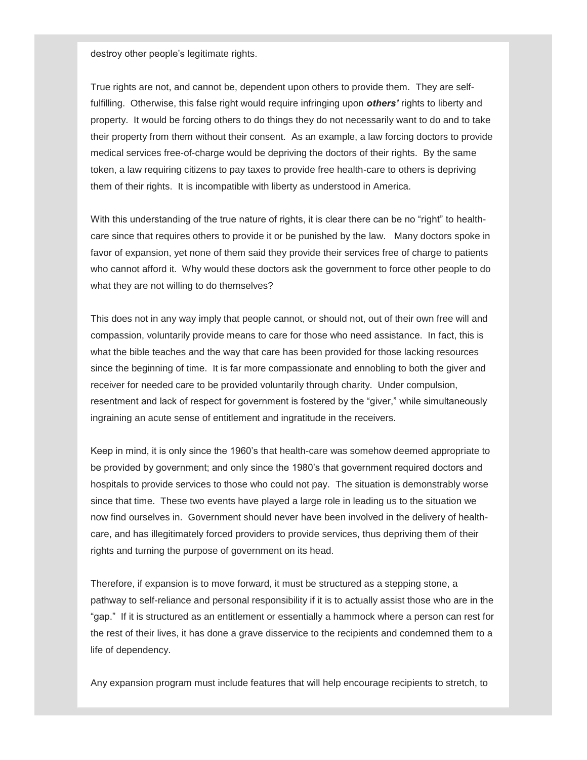destroy other people's legitimate rights.

True rights are not, and cannot be, dependent upon others to provide them. They are self-fulfilling. Otherwise, this false right would require infringing upon ***others'*** rights to liberty and property. It would be forcing others to do things they do not necessarily want to do and to take their property from them without their consent. As an example, a law forcing doctors to provide medical services free-of-charge would be depriving the doctors of their rights. By the same token, a law requiring citizens to pay taxes to provide free health-care to others is depriving them of their rights. It is incompatible with liberty as understood in America.

With this understanding of the true nature of rights, it is clear there can be no "right" to health-care since that requires others to provide it or be punished by the law. Many doctors spoke in favor of expansion, yet none of them said they provide their services free of charge to patients who cannot afford it. Why would these doctors ask the government to force other people to do what they are not willing to do themselves?

This does not in any way imply that people cannot, or should not, out of their own free will and compassion, voluntarily provide means to care for those who need assistance. In fact, this is what the bible teaches and the way that care has been provided for those lacking resources since the beginning of time. It is far more compassionate and ennobling to both the giver and receiver for needed care to be provided voluntarily through charity. Under compulsion, resentment and lack of respect for government is fostered by the "giver," while simultaneously ingraining an acute sense of entitlement and ingratitude in the receivers.

Keep in mind, it is only since the 1960's that health-care was somehow deemed appropriate to be provided by government; and only since the 1980's that government required doctors and hospitals to provide services to those who could not pay. The situation is demonstrably worse since that time. These two events have played a large role in leading us to the situation we now find ourselves in. Government should never have been involved in the delivery of health-care, and has illegitimately forced providers to provide services, thus depriving them of their rights and turning the purpose of government on its head.

Therefore, if expansion is to move forward, it must be structured as a stepping stone, a pathway to self-reliance and personal responsibility if it is to actually assist those who are in the "gap." If it is structured as an entitlement or essentially a hammock where a person can rest for the rest of their lives, it has done a grave disservice to the recipients and condemned them to a life of dependency.

Any expansion program must include features that will help encourage recipients to stretch, to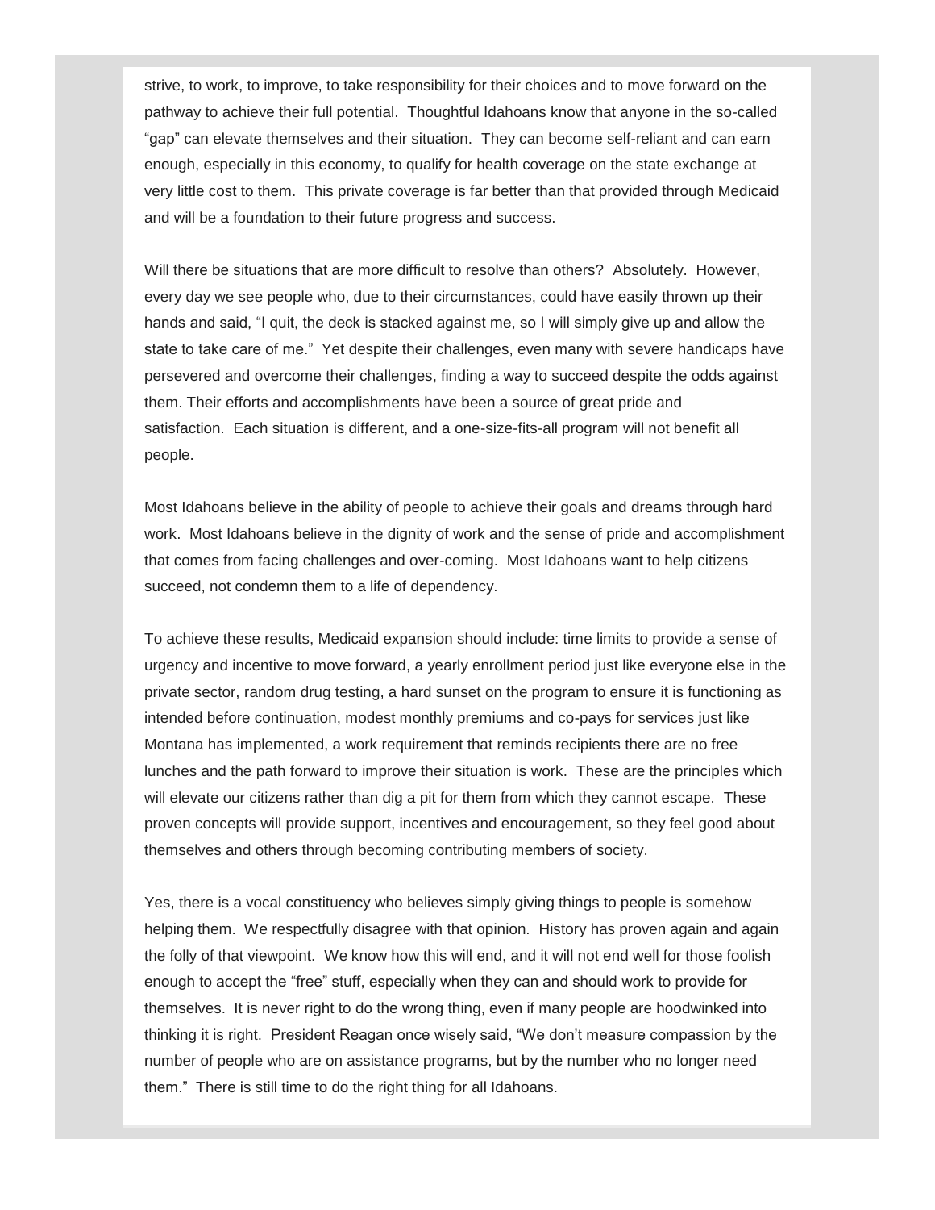strive, to work, to improve, to take responsibility for their choices and to move forward on the pathway to achieve their full potential. Thoughtful Idahoans know that anyone in the so-called "gap" can elevate themselves and their situation. They can become self-reliant and can earn enough, especially in this economy, to qualify for health coverage on the state exchange at very little cost to them. This private coverage is far better than that provided through Medicaid and will be a foundation to their future progress and success.

Will there be situations that are more difficult to resolve than others? Absolutely. However, every day we see people who, due to their circumstances, could have easily thrown up their hands and said, "I quit, the deck is stacked against me, so I will simply give up and allow the state to take care of me." Yet despite their challenges, even many with severe handicaps have persevered and overcome their challenges, finding a way to succeed despite the odds against them. Their efforts and accomplishments have been a source of great pride and satisfaction. Each situation is different, and a one-size-fits-all program will not benefit all people.

Most Idahoans believe in the ability of people to achieve their goals and dreams through hard work. Most Idahoans believe in the dignity of work and the sense of pride and accomplishment that comes from facing challenges and over-coming. Most Idahoans want to help citizens succeed, not condemn them to a life of dependency.

To achieve these results, Medicaid expansion should include: time limits to provide a sense of urgency and incentive to move forward, a yearly enrollment period just like everyone else in the private sector, random drug testing, a hard sunset on the program to ensure it is functioning as intended before continuation, modest monthly premiums and co-pays for services just like Montana has implemented, a work requirement that reminds recipients there are no free lunches and the path forward to improve their situation is work. These are the principles which will elevate our citizens rather than dig a pit for them from which they cannot escape. These proven concepts will provide support, incentives and encouragement, so they feel good about themselves and others through becoming contributing members of society.

Yes, there is a vocal constituency who believes simply giving things to people is somehow helping them. We respectfully disagree with that opinion. History has proven again and again the folly of that viewpoint. We know how this will end, and it will not end well for those foolish enough to accept the "free" stuff, especially when they can and should work to provide for themselves. It is never right to do the wrong thing, even if many people are hoodwinked into thinking it is right. President Reagan once wisely said, "We don't measure compassion by the number of people who are on assistance programs, but by the number who no longer need them." There is still time to do the right thing for all Idahoans.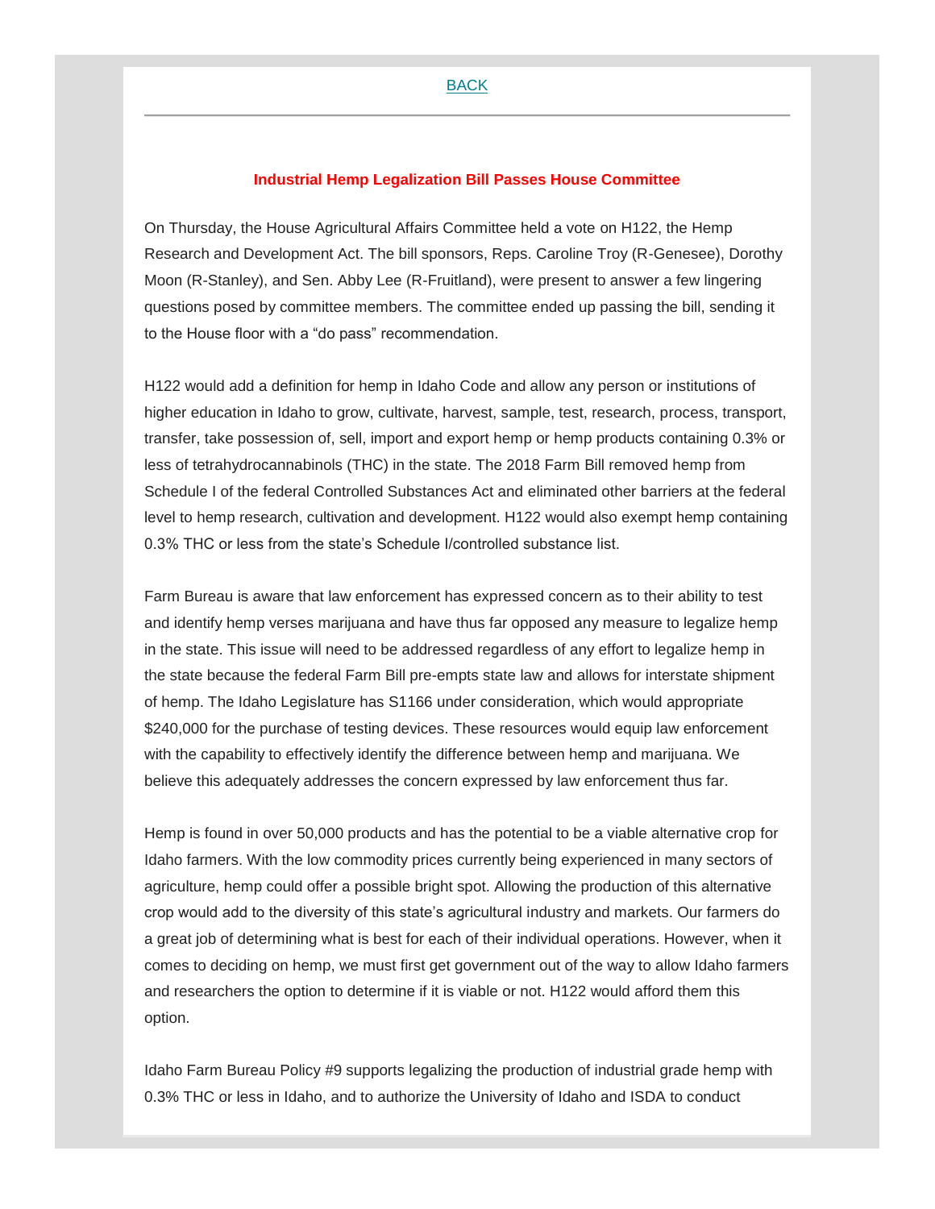BACK

---

### Industrial Hemp Legalization Bill Passes House Committee

On Thursday, the House Agricultural Affairs Committee held a vote on H122, the Hemp Research and Development Act. The bill sponsors, Reps. Caroline Troy (R-Genesee), Dorothy Moon (R-Stanley), and Sen. Abby Lee (R-Fruitland), were present to answer a few lingering questions posed by committee members. The committee ended up passing the bill, sending it to the House floor with a "do pass" recommendation.

H122 would add a definition for hemp in Idaho Code and allow any person or institutions of higher education in Idaho to grow, cultivate, harvest, sample, test, research, process, transport, transfer, take possession of, sell, import and export hemp or hemp products containing 0.3% or less of tetrahydrocannabinols (THC) in the state. The 2018 Farm Bill removed hemp from Schedule I of the federal Controlled Substances Act and eliminated other barriers at the federal level to hemp research, cultivation and development. H122 would also exempt hemp containing 0.3% THC or less from the state's Schedule I/controlled substance list.

Farm Bureau is aware that law enforcement has expressed concern as to their ability to test and identify hemp verses marijuana and have thus far opposed any measure to legalize hemp in the state. This issue will need to be addressed regardless of any effort to legalize hemp in the state because the federal Farm Bill pre-empts state law and allows for interstate shipment of hemp. The Idaho Legislature has S1166 under consideration, which would appropriate $240,000 for the purchase of testing devices. These resources would equip law enforcement with the capability to effectively identify the difference between hemp and marijuana. We believe this adequately addresses the concern expressed by law enforcement thus far.

Hemp is found in over 50,000 products and has the potential to be a viable alternative crop for Idaho farmers. With the low commodity prices currently being experienced in many sectors of agriculture, hemp could offer a possible bright spot. Allowing the production of this alternative crop would add to the diversity of this state's agricultural industry and markets. Our farmers do a great job of determining what is best for each of their individual operations. However, when it comes to deciding on hemp, we must first get government out of the way to allow Idaho farmers and researchers the option to determine if it is viable or not. H122 would afford them this option.

Idaho Farm Bureau Policy #9 supports legalizing the production of industrial grade hemp with 0.3% THC or less in Idaho, and to authorize the University of Idaho and ISDA to conduct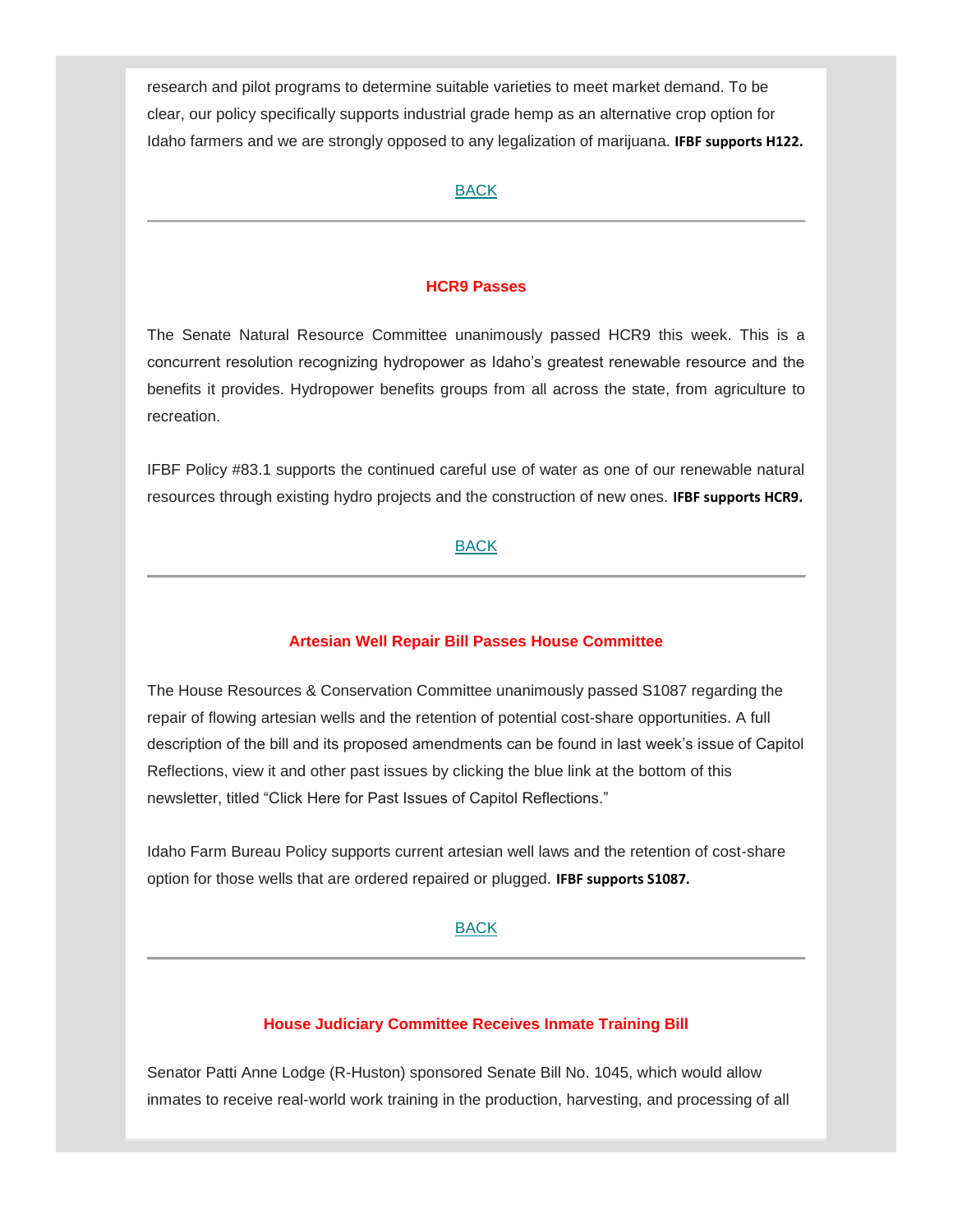research and pilot programs to determine suitable varieties to meet market demand. To be clear, our policy specifically supports industrial grade hemp as an alternative crop option for Idaho farmers and we are strongly opposed to any legalization of marijuana. **IFBF supports H122.**

BACK

---

### HCR9 Passes

The Senate Natural Resource Committee unanimously passed HCR9 this week. This is a concurrent resolution recognizing hydropower as Idaho's greatest renewable resource and the benefits it provides. Hydropower benefits groups from all across the state, from agriculture to recreation.

IFBF Policy #83.1 supports the continued careful use of water as one of our renewable natural resources through existing hydro projects and the construction of new ones. **IFBF supports HCR9.**

BACK

---

### Artesian Well Repair Bill Passes House Committee

The House Resources & Conservation Committee unanimously passed S1087 regarding the repair of flowing artesian wells and the retention of potential cost-share opportunities. A full description of the bill and its proposed amendments can be found in last week's issue of Capitol Reflections, view it and other past issues by clicking the blue link at the bottom of this newsletter, titled "Click Here for Past Issues of Capitol Reflections."

Idaho Farm Bureau Policy supports current artesian well laws and the retention of cost-share option for those wells that are ordered repaired or plugged. **IFBF supports S1087.**

BACK

---

### House Judiciary Committee Receives Inmate Training Bill

Senator Patti Anne Lodge (R-Huston) sponsored Senate Bill No. 1045, which would allow inmates to receive real-world work training in the production, harvesting, and processing of all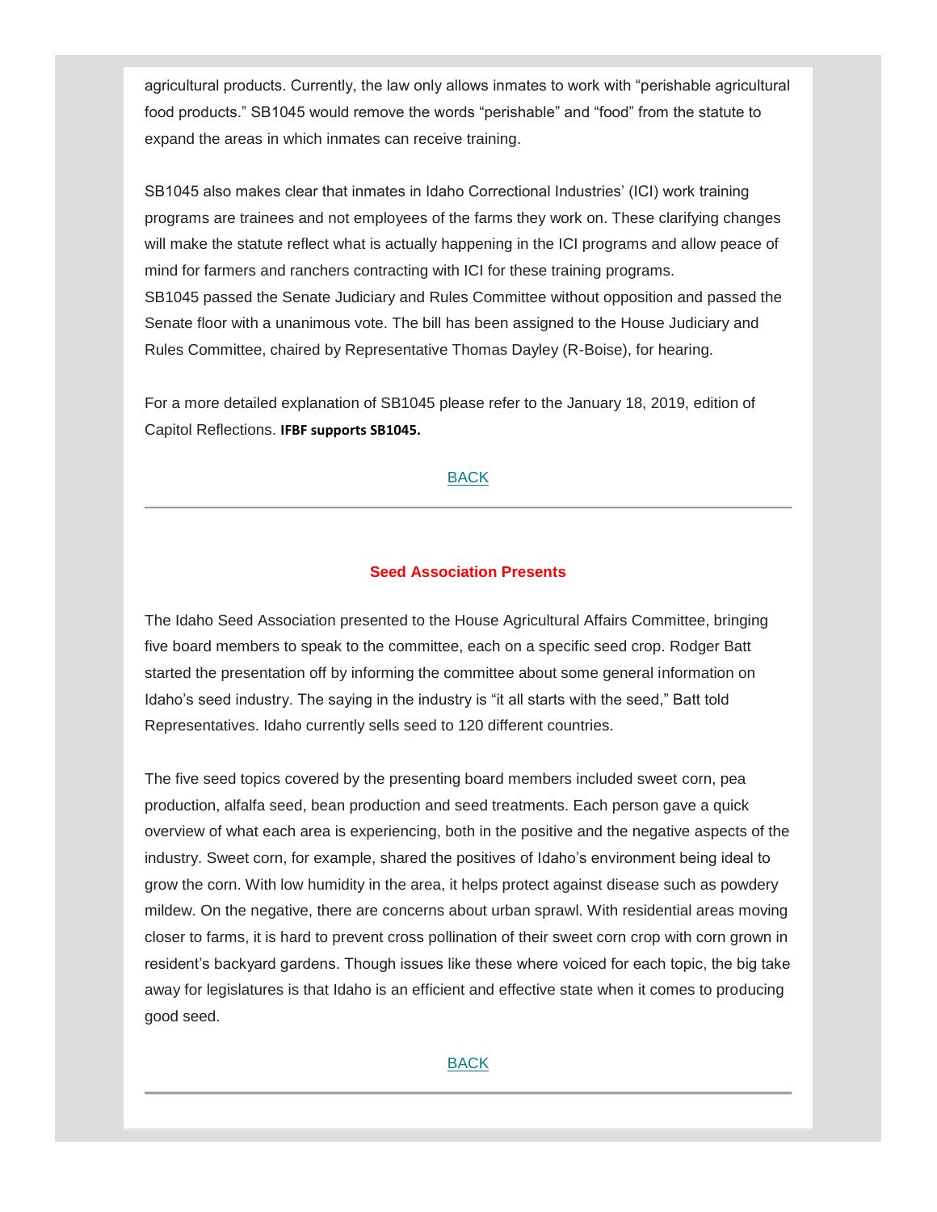agricultural products. Currently, the law only allows inmates to work with "perishable agricultural food products." SB1045 would remove the words "perishable" and "food" from the statute to expand the areas in which inmates can receive training.

SB1045 also makes clear that inmates in Idaho Correctional Industries' (ICI) work training programs are trainees and not employees of the farms they work on. These clarifying changes will make the statute reflect what is actually happening in the ICI programs and allow peace of mind for farmers and ranchers contracting with ICI for these training programs.
SB1045 passed the Senate Judiciary and Rules Committee without opposition and passed the Senate floor with a unanimous vote. The bill has been assigned to the House Judiciary and Rules Committee, chaired by Representative Thomas Dayley (R-Boise), for hearing.

For a more detailed explanation of SB1045 please refer to the January 18, 2019, edition of Capitol Reflections. **IFBF supports SB1045.**

BACK

---

## Seed Association Presents

The Idaho Seed Association presented to the House Agricultural Affairs Committee, bringing five board members to speak to the committee, each on a specific seed crop. Rodger Batt started the presentation off by informing the committee about some general information on Idaho's seed industry. The saying in the industry is "it all starts with the seed," Batt told Representatives. Idaho currently sells seed to 120 different countries.

The five seed topics covered by the presenting board members included sweet corn, pea production, alfalfa seed, bean production and seed treatments. Each person gave a quick overview of what each area is experiencing, both in the positive and the negative aspects of the industry. Sweet corn, for example, shared the positives of Idaho's environment being ideal to grow the corn. With low humidity in the area, it helps protect against disease such as powdery mildew. On the negative, there are concerns about urban sprawl. With residential areas moving closer to farms, it is hard to prevent cross pollination of their sweet corn crop with corn grown in resident's backyard gardens. Though issues like these where voiced for each topic, the big take away for legislatures is that Idaho is an efficient and effective state when it comes to producing good seed.

BACK

---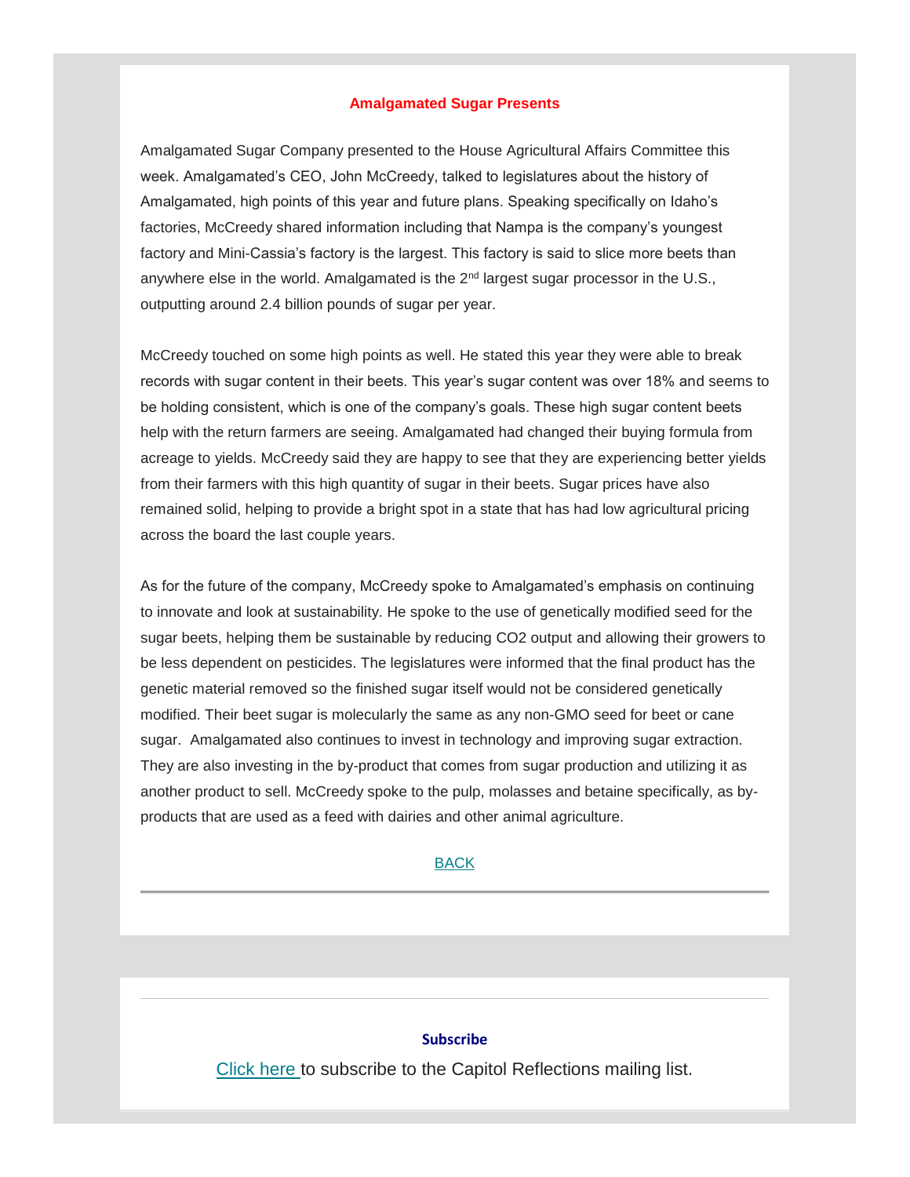## Amalgamated Sugar Presents

Amalgamated Sugar Company presented to the House Agricultural Affairs Committee this week. Amalgamated's CEO, John McCreedy, talked to legislatures about the history of Amalgamated, high points of this year and future plans. Speaking specifically on Idaho's factories, McCreedy shared information including that Nampa is the company's youngest factory and Mini-Cassia's factory is the largest. This factory is said to slice more beets than anywhere else in the world. Amalgamated is the 2nd largest sugar processor in the U.S., outputting around 2.4 billion pounds of sugar per year.

McCreedy touched on some high points as well. He stated this year they were able to break records with sugar content in their beets. This year's sugar content was over 18% and seems to be holding consistent, which is one of the company's goals. These high sugar content beets help with the return farmers are seeing. Amalgamated had changed their buying formula from acreage to yields. McCreedy said they are happy to see that they are experiencing better yields from their farmers with this high quantity of sugar in their beets. Sugar prices have also remained solid, helping to provide a bright spot in a state that has had low agricultural pricing across the board the last couple years.

As for the future of the company, McCreedy spoke to Amalgamated's emphasis on continuing to innovate and look at sustainability. He spoke to the use of genetically modified seed for the sugar beets, helping them be sustainable by reducing $CO_2$ output and allowing their growers to be less dependent on pesticides. The legislatures were informed that the final product has the genetic material removed so the finished sugar itself would not be considered genetically modified. Their beet sugar is molecularly the same as any non-GMO seed for beet or cane sugar. Amalgamated also continues to invest in technology and improving sugar extraction. They are also investing in the by-product that comes from sugar production and utilizing it as another product to sell. McCreedy spoke to the pulp, molasses and betaine specifically, as by-products that are used as a feed with dairies and other animal agriculture.

BACK

---

**Subscribe**

Click here to subscribe to the Capitol Reflections mailing list.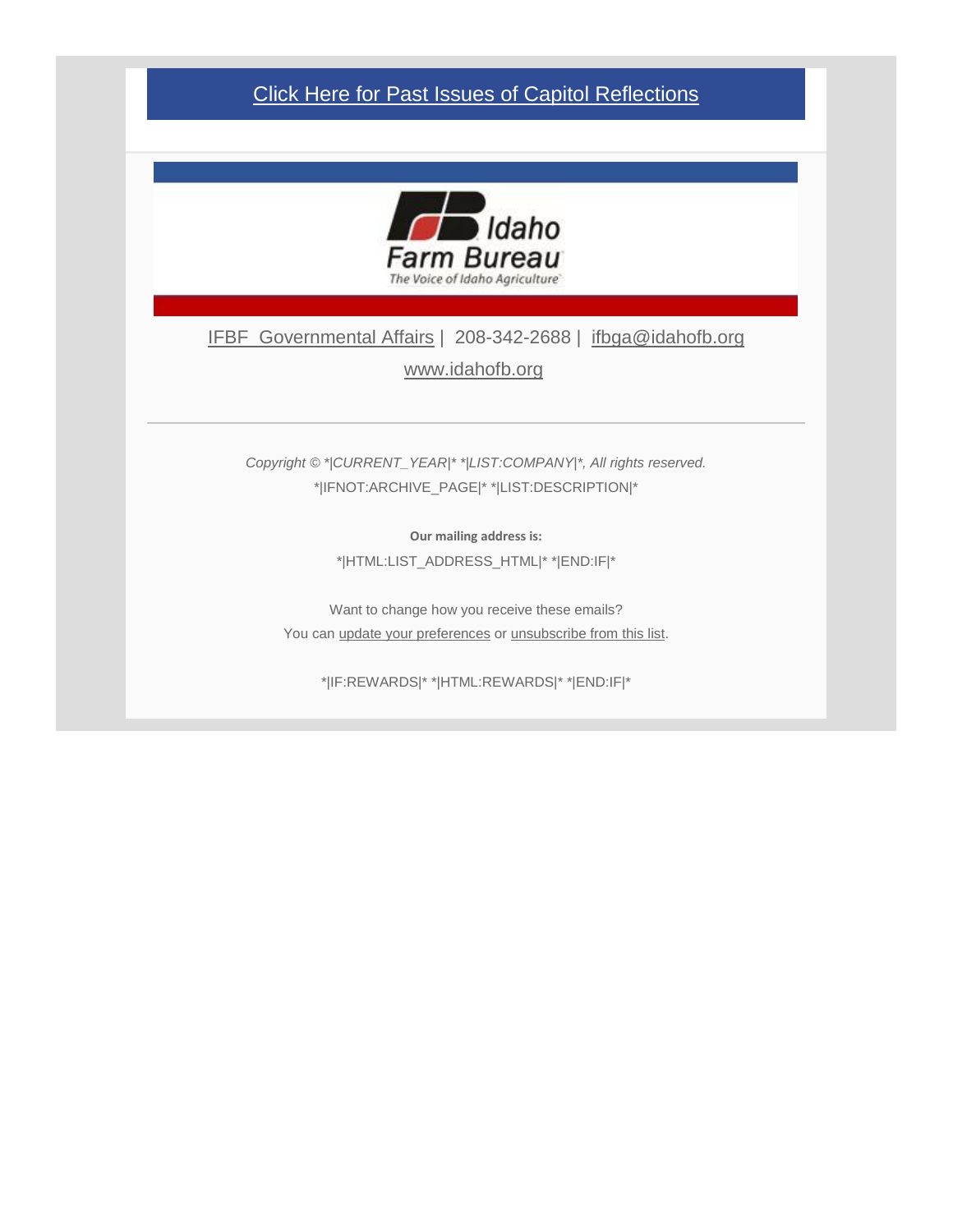Click Here for Past Issues of Capitol Reflections

Idaho Farm Bureau
The Voice of Idaho Agriculture

IFBF Governmental Affairs | 208-342-2688 | ifbga@idahofb.org

www.idahofb.org

---

*Copyright © *|CURRENT_YEAR|* *|LIST:COMPANY|*, All rights reserved.*
*|IFNOT:ARCHIVE_PAGE|* *|LIST:DESCRIPTION|*

**Our mailing address is:**
*|HTML:LIST_ADDRESS_HTML|* *|END:IF|*

Want to change how you receive these emails?
You can update your preferences or unsubscribe from this list.

*|IF:REWARDS|* *|HTML:REWARDS|* *|END:IF|*